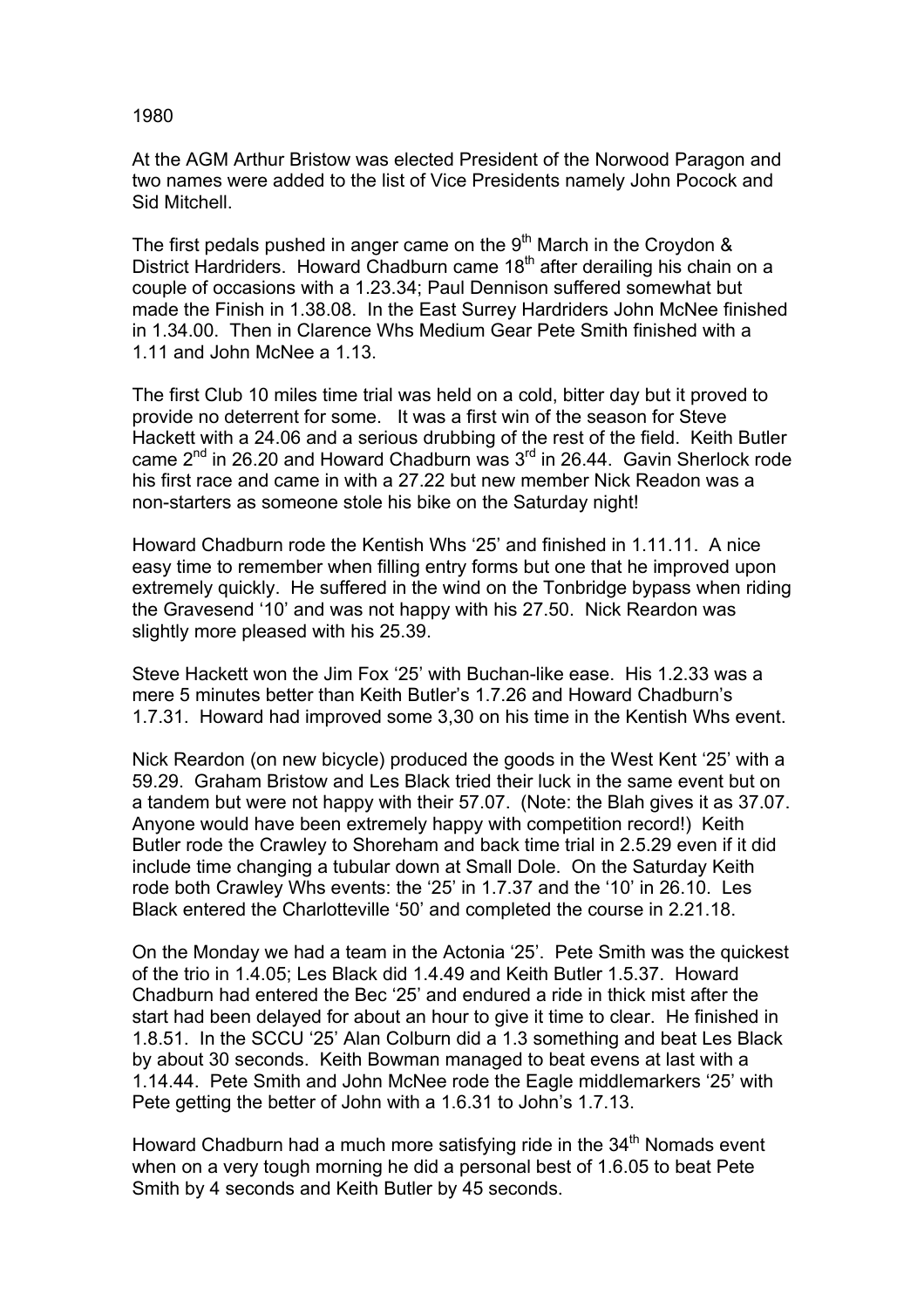1980

At the AGM Arthur Bristow was elected President of the Norwood Paragon and two names were added to the list of Vice Presidents namely John Pocock and Sid Mitchell.

The first pedals pushed in anger came on the 9th March in the Croydon & District Hardriders. Howard Chadburn came 18th after derailing his chain on a couple of occasions with a 1.23.34; Paul Dennison suffered somewhat but made the Finish in 1.38.08. In the East Surrey Hardriders John McNee finished in 1.34.00. Then in Clarence Whs Medium Gear Pete Smith finished with a 1.11 and John McNee a 1.13.

The first Club 10 miles time trial was held on a cold, bitter day but it proved to provide no deterrent for some. It was a first win of the season for Steve Hackett with a 24.06 and a serious drubbing of the rest of the field. Keith Butler came 2nd in 26.20 and Howard Chadburn was 3rd in 26.44. Gavin Sherlock rode his first race and came in with a 27.22 but new member Nick Readon was a non-starters as someone stole his bike on the Saturday night!

Howard Chadburn rode the Kentish Whs '25' and finished in 1.11.11. A nice easy time to remember when filling entry forms but one that he improved upon extremely quickly. He suffered in the wind on the Tonbridge bypass when riding the Gravesend '10' and was not happy with his 27.50. Nick Reardon was slightly more pleased with his 25.39.

Steve Hackett won the Jim Fox '25' with Buchan-like ease. His 1.2.33 was a mere 5 minutes better than Keith Butler's 1.7.26 and Howard Chadburn's 1.7.31. Howard had improved some 3,30 on his time in the Kentish Whs event.

Nick Reardon (on new bicycle) produced the goods in the West Kent '25' with a 59.29. Graham Bristow and Les Black tried their luck in the same event but on a tandem but were not happy with their 57.07. (Note: the Blah gives it as 37.07. Anyone would have been extremely happy with competition record!) Keith Butler rode the Crawley to Shoreham and back time trial in 2.5.29 even if it did include time changing a tubular down at Small Dole. On the Saturday Keith rode both Crawley Whs events: the '25' in 1.7.37 and the '10' in 26.10. Les Black entered the Charlotteville '50' and completed the course in 2.21.18.

On the Monday we had a team in the Actonia '25'. Pete Smith was the quickest of the trio in 1.4.05; Les Black did 1.4.49 and Keith Butler 1.5.37. Howard Chadburn had entered the Bec '25' and endured a ride in thick mist after the start had been delayed for about an hour to give it time to clear. He finished in 1.8.51. In the SCCU '25' Alan Colburn did a 1.3 something and beat Les Black by about 30 seconds. Keith Bowman managed to beat evens at last with a 1.14.44. Pete Smith and John McNee rode the Eagle middlemarkers '25' with Pete getting the better of John with a 1.6.31 to John's 1.7.13.

Howard Chadburn had a much more satisfying ride in the 34th Nomads event when on a very tough morning he did a personal best of 1.6.05 to beat Pete Smith by 4 seconds and Keith Butler by 45 seconds.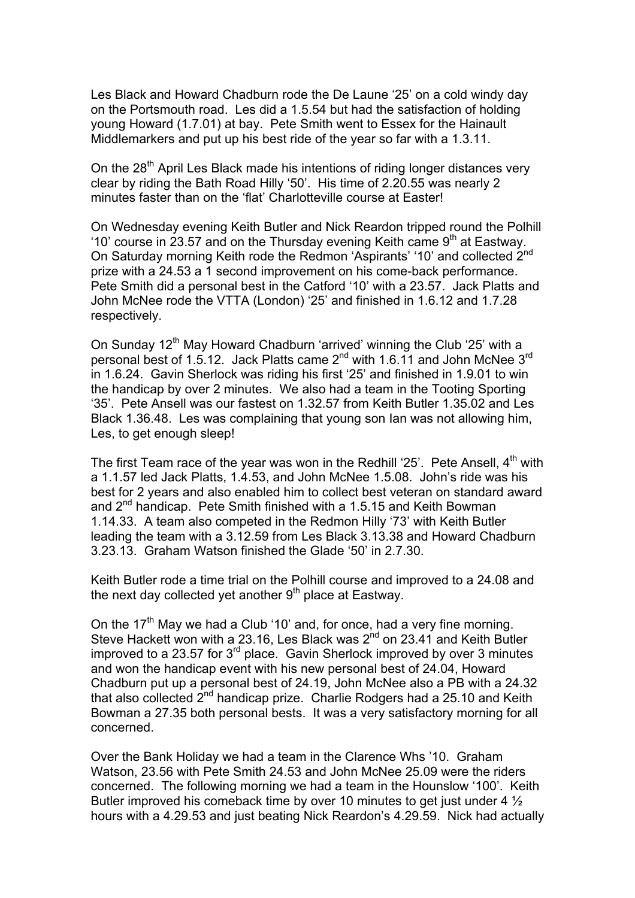Les Black and Howard Chadburn rode the De Laune '25' on a cold windy day on the Portsmouth road. Les did a 1.5.54 but had the satisfaction of holding young Howard (1.7.01) at bay. Pete Smith went to Essex for the Hainault Middlemarkers and put up his best ride of the year so far with a 1.3.11.

On the 28th April Les Black made his intentions of riding longer distances very clear by riding the Bath Road Hilly '50'. His time of 2.20.55 was nearly 2 minutes faster than on the 'flat' Charlotteville course at Easter!

On Wednesday evening Keith Butler and Nick Reardon tripped round the Polhill '10' course in 23.57 and on the Thursday evening Keith came 9th at Eastway. On Saturday morning Keith rode the Redmon 'Aspirants' '10' and collected 2nd prize with a 24.53 a 1 second improvement on his come-back performance. Pete Smith did a personal best in the Catford '10' with a 23.57. Jack Platts and John McNee rode the VTTA (London) '25' and finished in 1.6.12 and 1.7.28 respectively.

On Sunday 12th May Howard Chadburn 'arrived' winning the Club '25' with a personal best of 1.5.12. Jack Platts came 2nd with 1.6.11 and John McNee 3rd in 1.6.24. Gavin Sherlock was riding his first '25' and finished in 1.9.01 to win the handicap by over 2 minutes. We also had a team in the Tooting Sporting '35'. Pete Ansell was our fastest on 1.32.57 from Keith Butler 1.35.02 and Les Black 1.36.48. Les was complaining that young son Ian was not allowing him, Les, to get enough sleep!

The first Team race of the year was won in the Redhill '25'. Pete Ansell, 4th with a 1.1.57 led Jack Platts, 1.4.53, and John McNee 1.5.08. John's ride was his best for 2 years and also enabled him to collect best veteran on standard award and 2nd handicap. Pete Smith finished with a 1.5.15 and Keith Bowman 1.14.33. A team also competed in the Redmon Hilly '73' with Keith Butler leading the team with a 3.12.59 from Les Black 3.13.38 and Howard Chadburn 3.23.13. Graham Watson finished the Glade '50' in 2.7.30.

Keith Butler rode a time trial on the Polhill course and improved to a 24.08 and the next day collected yet another 9th place at Eastway.

On the 17th May we had a Club '10' and, for once, had a very fine morning. Steve Hackett won with a 23.16, Les Black was 2nd on 23.41 and Keith Butler improved to a 23.57 for 3rd place. Gavin Sherlock improved by over 3 minutes and won the handicap event with his new personal best of 24.04, Howard Chadburn put up a personal best of 24.19, John McNee also a PB with a 24.32 that also collected 2nd handicap prize. Charlie Rodgers had a 25.10 and Keith Bowman a 27.35 both personal bests. It was a very satisfactory morning for all concerned.

Over the Bank Holiday we had a team in the Clarence Whs '10. Graham Watson, 23.56 with Pete Smith 24.53 and John McNee 25.09 were the riders concerned. The following morning we had a team in the Hounslow '100'. Keith Butler improved his comeback time by over 10 minutes to get just under 4 ½ hours with a 4.29.53 and just beating Nick Reardon's 4.29.59. Nick had actually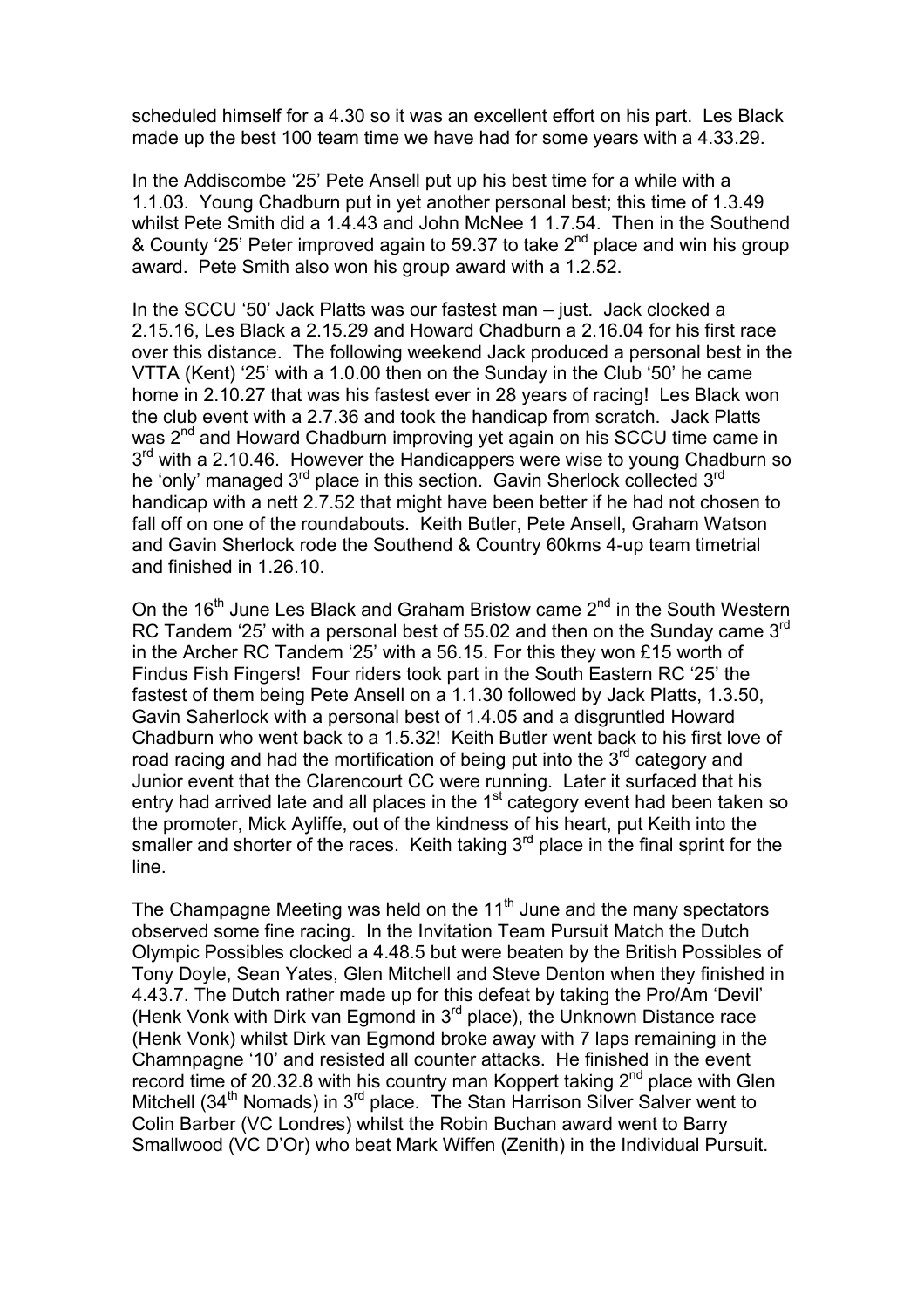scheduled himself for a 4.30 so it was an excellent effort on his part. Les Black made up the best 100 team time we have had for some years with a 4.33.29.

In the Addiscombe '25' Pete Ansell put up his best time for a while with a 1.1.03. Young Chadburn put in yet another personal best; this time of 1.3.49 whilst Pete Smith did a 1.4.43 and John McNee 1 1.7.54. Then in the Southend & County '25' Peter improved again to 59.37 to take 2nd place and win his group award. Pete Smith also won his group award with a 1.2.52.

In the SCCU '50' Jack Platts was our fastest man – just. Jack clocked a 2.15.16, Les Black a 2.15.29 and Howard Chadburn a 2.16.04 for his first race over this distance. The following weekend Jack produced a personal best in the VTTA (Kent) '25' with a 1.0.00 then on the Sunday in the Club '50' he came home in 2.10.27 that was his fastest ever in 28 years of racing! Les Black won the club event with a 2.7.36 and took the handicap from scratch. Jack Platts was 2nd and Howard Chadburn improving yet again on his SCCU time came in 3rd with a 2.10.46. However the Handicappers were wise to young Chadburn so he 'only' managed 3rd place in this section. Gavin Sherlock collected 3rd handicap with a nett 2.7.52 that might have been better if he had not chosen to fall off on one of the roundabouts. Keith Butler, Pete Ansell, Graham Watson and Gavin Sherlock rode the Southend & Country 60kms 4-up team timetrial and finished in 1.26.10.

On the 16th June Les Black and Graham Bristow came 2nd in the South Western RC Tandem '25' with a personal best of 55.02 and then on the Sunday came 3rd in the Archer RC Tandem '25' with a 56.15. For this they won £15 worth of Findus Fish Fingers! Four riders took part in the South Eastern RC '25' the fastest of them being Pete Ansell on a 1.1.30 followed by Jack Platts, 1.3.50, Gavin Saherlock with a personal best of 1.4.05 and a disgruntled Howard Chadburn who went back to a 1.5.32! Keith Butler went back to his first love of road racing and had the mortification of being put into the 3rd category and Junior event that the Clarencourt CC were running. Later it surfaced that his entry had arrived late and all places in the 1st category event had been taken so the promoter, Mick Ayliffe, out of the kindness of his heart, put Keith into the smaller and shorter of the races. Keith taking 3rd place in the final sprint for the line.

The Champagne Meeting was held on the 11th June and the many spectators observed some fine racing. In the Invitation Team Pursuit Match the Dutch Olympic Possibles clocked a 4.48.5 but were beaten by the British Possibles of Tony Doyle, Sean Yates, Glen Mitchell and Steve Denton when they finished in 4.43.7. The Dutch rather made up for this defeat by taking the Pro/Am 'Devil' (Henk Vonk with Dirk van Egmond in 3rd place), the Unknown Distance race (Henk Vonk) whilst Dirk van Egmond broke away with 7 laps remaining in the Chamnpagne '10' and resisted all counter attacks. He finished in the event record time of 20.32.8 with his country man Koppert taking 2nd place with Glen Mitchell (34th Nomads) in 3rd place. The Stan Harrison Silver Salver went to Colin Barber (VC Londres) whilst the Robin Buchan award went to Barry Smallwood (VC D'Or) who beat Mark Wiffen (Zenith) in the Individual Pursuit.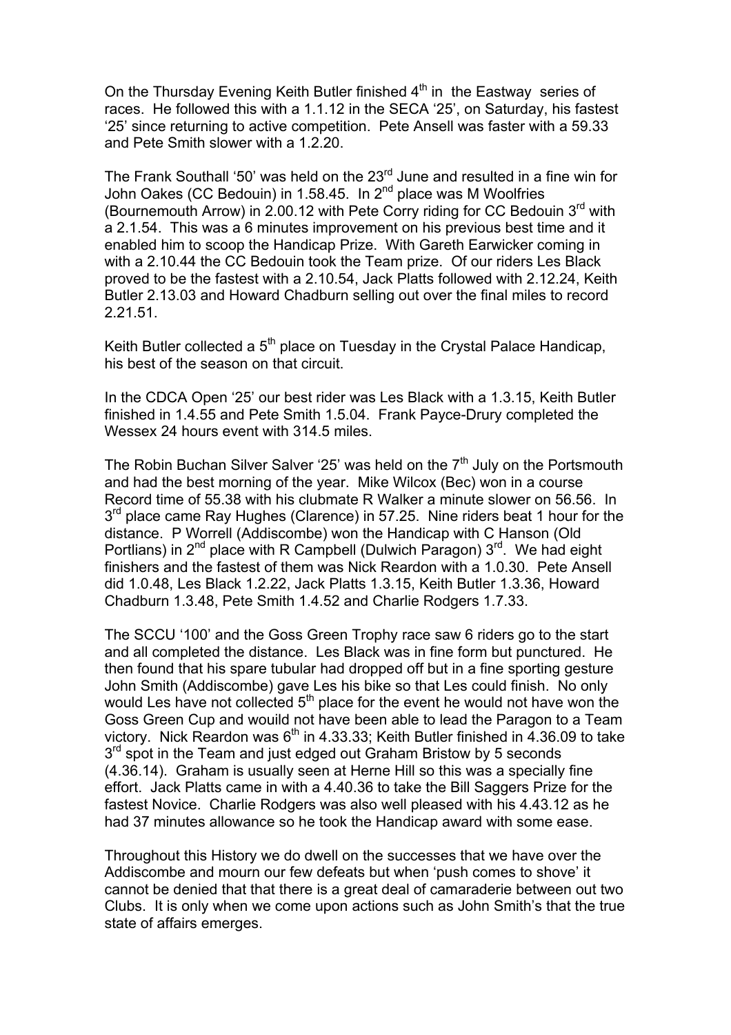On the Thursday Evening Keith Butler finished 4th in the Eastway series of races. He followed this with a 1.1.12 in the SECA '25', on Saturday, his fastest '25' since returning to active competition. Pete Ansell was faster with a 59.33 and Pete Smith slower with a 1.2.20.

The Frank Southall '50' was held on the 23rd June and resulted in a fine win for John Oakes (CC Bedouin) in 1.58.45. In 2nd place was M Woolfries (Bournemouth Arrow) in 2.00.12 with Pete Corry riding for CC Bedouin 3rd with a 2.1.54. This was a 6 minutes improvement on his previous best time and it enabled him to scoop the Handicap Prize. With Gareth Earwicker coming in with a 2.10.44 the CC Bedouin took the Team prize. Of our riders Les Black proved to be the fastest with a 2.10.54, Jack Platts followed with 2.12.24, Keith Butler 2.13.03 and Howard Chadburn selling out over the final miles to record 2.21.51.

Keith Butler collected a 5th place on Tuesday in the Crystal Palace Handicap, his best of the season on that circuit.

In the CDCA Open '25' our best rider was Les Black with a 1.3.15, Keith Butler finished in 1.4.55 and Pete Smith 1.5.04. Frank Payce-Drury completed the Wessex 24 hours event with 314.5 miles.

The Robin Buchan Silver Salver '25' was held on the 7th July on the Portsmouth and had the best morning of the year. Mike Wilcox (Bec) won in a course Record time of 55.38 with his clubmate R Walker a minute slower on 56.56. In 3rd place came Ray Hughes (Clarence) in 57.25. Nine riders beat 1 hour for the distance. P Worrell (Addiscombe) won the Handicap with C Hanson (Old Portlians) in 2nd place with R Campbell (Dulwich Paragon) 3rd. We had eight finishers and the fastest of them was Nick Reardon with a 1.0.30. Pete Ansell did 1.0.48, Les Black 1.2.22, Jack Platts 1.3.15, Keith Butler 1.3.36, Howard Chadburn 1.3.48, Pete Smith 1.4.52 and Charlie Rodgers 1.7.33.

The SCCU '100' and the Goss Green Trophy race saw 6 riders go to the start and all completed the distance. Les Black was in fine form but punctured. He then found that his spare tubular had dropped off but in a fine sporting gesture John Smith (Addiscombe) gave Les his bike so that Les could finish. No only would Les have not collected 5th place for the event he would not have won the Goss Green Cup and wouild not have been able to lead the Paragon to a Team victory. Nick Reardon was 6th in 4.33.33; Keith Butler finished in 4.36.09 to take 3rd spot in the Team and just edged out Graham Bristow by 5 seconds (4.36.14). Graham is usually seen at Herne Hill so this was a specially fine effort. Jack Platts came in with a 4.40.36 to take the Bill Saggers Prize for the fastest Novice. Charlie Rodgers was also well pleased with his 4.43.12 as he had 37 minutes allowance so he took the Handicap award with some ease.

Throughout this History we do dwell on the successes that we have over the Addiscombe and mourn our few defeats but when 'push comes to shove' it cannot be denied that that there is a great deal of camaraderie between out two Clubs. It is only when we come upon actions such as John Smith's that the true state of affairs emerges.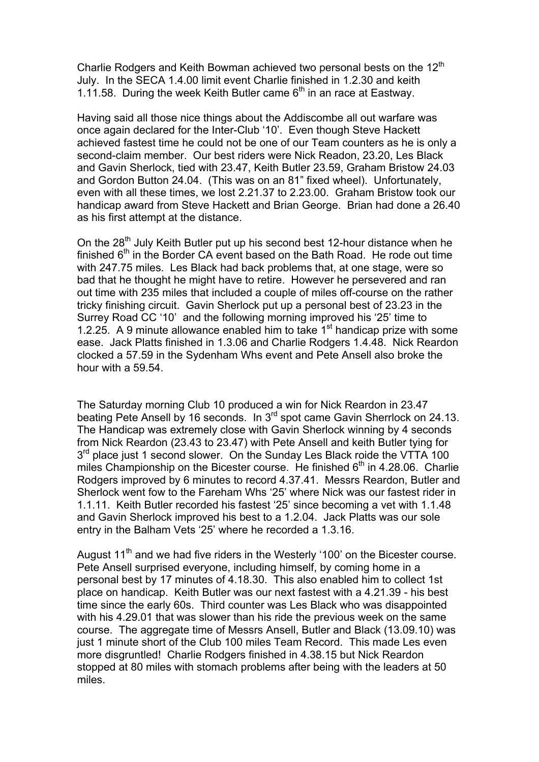Charlie Rodgers and Keith Bowman achieved two personal bests on the 12th July. In the SECA 1.4.00 limit event Charlie finished in 1.2.30 and keith 1.11.58. During the week Keith Butler came 6th in an race at Eastway.

Having said all those nice things about the Addiscombe all out warfare was once again declared for the Inter-Club '10'. Even though Steve Hackett achieved fastest time he could not be one of our Team counters as he is only a second-claim member. Our best riders were Nick Readon, 23.20, Les Black and Gavin Sherlock, tied with 23.47, Keith Butler 23.59, Graham Bristow 24.03 and Gordon Button 24.04. (This was on an 81" fixed wheel). Unfortunately, even with all these times, we lost 2.21.37 to 2.23.00. Graham Bristow took our handicap award from Steve Hackett and Brian George. Brian had done a 26.40 as his first attempt at the distance.

On the 28th July Keith Butler put up his second best 12-hour distance when he finished 6th in the Border CA event based on the Bath Road. He rode out time with 247.75 miles. Les Black had back problems that, at one stage, were so bad that he thought he might have to retire. However he persevered and ran out time with 235 miles that included a couple of miles off-course on the rather tricky finishing circuit. Gavin Sherlock put up a personal best of 23.23 in the Surrey Road CC '10' and the following morning improved his '25' time to 1.2.25. A 9 minute allowance enabled him to take 1st handicap prize with some ease. Jack Platts finished in 1.3.06 and Charlie Rodgers 1.4.48. Nick Reardon clocked a 57.59 in the Sydenham Whs event and Pete Ansell also broke the hour with a 59.54.

The Saturday morning Club 10 produced a win for Nick Reardon in 23.47 beating Pete Ansell by 16 seconds. In 3rd spot came Gavin Sherrlock on 24.13. The Handicap was extremely close with Gavin Sherlock winning by 4 seconds from Nick Reardon (23.43 to 23.47) with Pete Ansell and keith Butler tying for 3rd place just 1 second slower. On the Sunday Les Black roide the VTTA 100 miles Championship on the Bicester course. He finished 6th in 4.28.06. Charlie Rodgers improved by 6 minutes to record 4.37.41. Messrs Reardon, Butler and Sherlock went fow to the Fareham Whs '25' where Nick was our fastest rider in 1.1.11. Keith Butler recorded his fastest '25' since becoming a vet with 1.1.48 and Gavin Sherlock improved his best to a 1.2.04. Jack Platts was our sole entry in the Balham Vets '25' where he recorded a 1.3.16.

August 11th and we had five riders in the Westerly '100' on the Bicester course. Pete Ansell surprised everyone, including himself, by coming home in a personal best by 17 minutes of 4.18.30. This also enabled him to collect 1st place on handicap. Keith Butler was our next fastest with a 4.21.39 - his best time since the early 60s. Third counter was Les Black who was disappointed with his 4.29.01 that was slower than his ride the previous week on the same course. The aggregate time of Messrs Ansell, Butler and Black (13.09.10) was just 1 minute short of the Club 100 miles Team Record. This made Les even more disgruntled! Charlie Rodgers finished in 4.38.15 but Nick Reardon stopped at 80 miles with stomach problems after being with the leaders at 50 miles.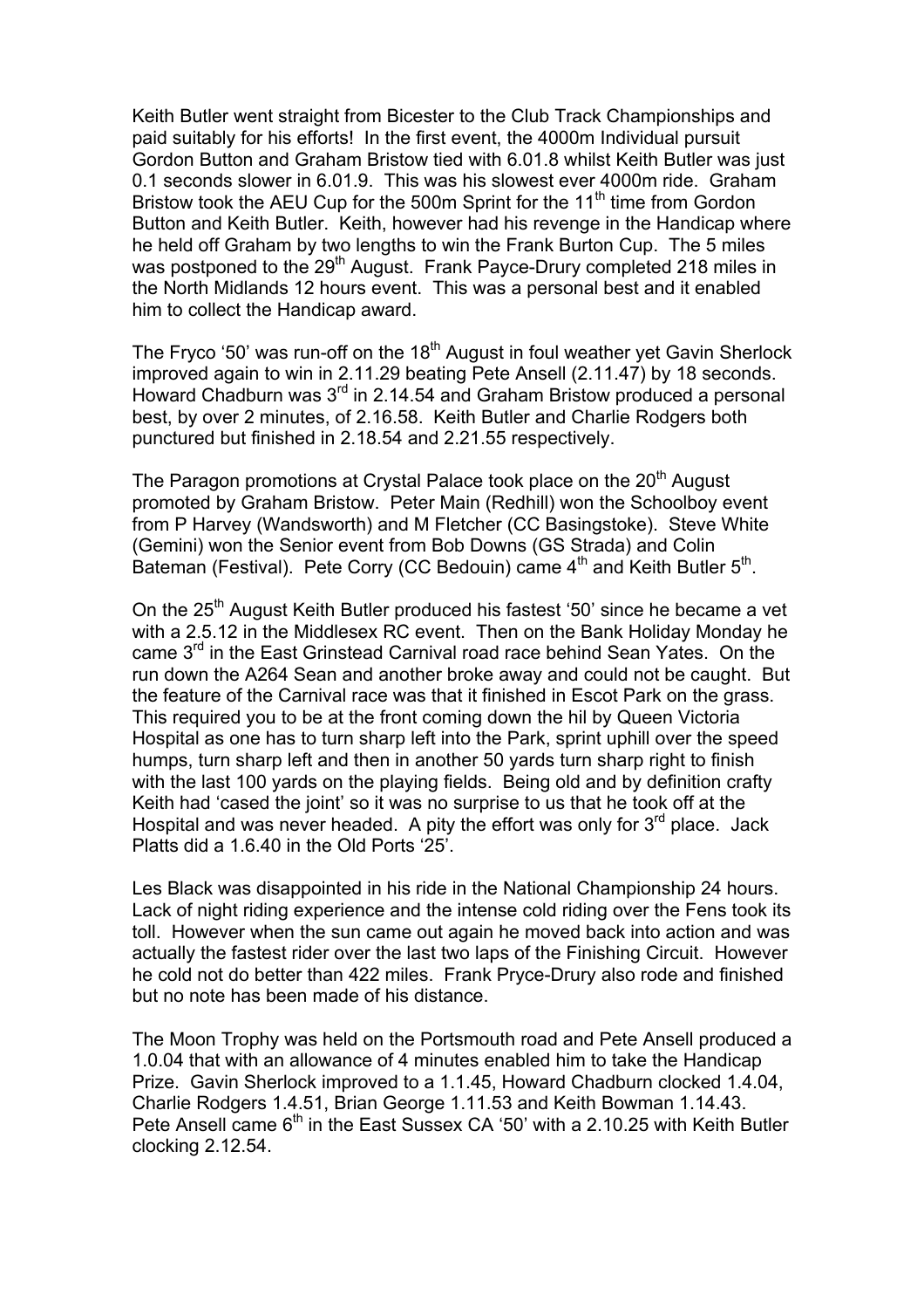Keith Butler went straight from Bicester to the Club Track Championships and paid suitably for his efforts! In the first event, the 4000m Individual pursuit Gordon Button and Graham Bristow tied with 6.01.8 whilst Keith Butler was just 0.1 seconds slower in 6.01.9. This was his slowest ever 4000m ride. Graham Bristow took the AEU Cup for the 500m Sprint for the 11th time from Gordon Button and Keith Butler. Keith, however had his revenge in the Handicap where he held off Graham by two lengths to win the Frank Burton Cup. The 5 miles was postponed to the 29th August. Frank Payce-Drury completed 218 miles in the North Midlands 12 hours event. This was a personal best and it enabled him to collect the Handicap award.

The Fryco '50' was run-off on the 18th August in foul weather yet Gavin Sherlock improved again to win in 2.11.29 beating Pete Ansell (2.11.47) by 18 seconds. Howard Chadburn was 3rd in 2.14.54 and Graham Bristow produced a personal best, by over 2 minutes, of 2.16.58. Keith Butler and Charlie Rodgers both punctured but finished in 2.18.54 and 2.21.55 respectively.

The Paragon promotions at Crystal Palace took place on the 20th August promoted by Graham Bristow. Peter Main (Redhill) won the Schoolboy event from P Harvey (Wandsworth) and M Fletcher (CC Basingstoke). Steve White (Gemini) won the Senior event from Bob Downs (GS Strada) and Colin Bateman (Festival). Pete Corry (CC Bedouin) came 4th and Keith Butler 5th.

On the 25th August Keith Butler produced his fastest '50' since he became a vet with a 2.5.12 in the Middlesex RC event. Then on the Bank Holiday Monday he came 3rd in the East Grinstead Carnival road race behind Sean Yates. On the run down the A264 Sean and another broke away and could not be caught. But the feature of the Carnival race was that it finished in Escot Park on the grass. This required you to be at the front coming down the hil by Queen Victoria Hospital as one has to turn sharp left into the Park, sprint uphill over the speed humps, turn sharp left and then in another 50 yards turn sharp right to finish with the last 100 yards on the playing fields. Being old and by definition crafty Keith had 'cased the joint' so it was no surprise to us that he took off at the Hospital and was never headed. A pity the effort was only for 3rd place. Jack Platts did a 1.6.40 in the Old Ports '25'.

Les Black was disappointed in his ride in the National Championship 24 hours. Lack of night riding experience and the intense cold riding over the Fens took its toll. However when the sun came out again he moved back into action and was actually the fastest rider over the last two laps of the Finishing Circuit. However he cold not do better than 422 miles. Frank Pryce-Drury also rode and finished but no note has been made of his distance.

The Moon Trophy was held on the Portsmouth road and Pete Ansell produced a 1.0.04 that with an allowance of 4 minutes enabled him to take the Handicap Prize. Gavin Sherlock improved to a 1.1.45, Howard Chadburn clocked 1.4.04, Charlie Rodgers 1.4.51, Brian George 1.11.53 and Keith Bowman 1.14.43. Pete Ansell came 6th in the East Sussex CA '50' with a 2.10.25 with Keith Butler clocking 2.12.54.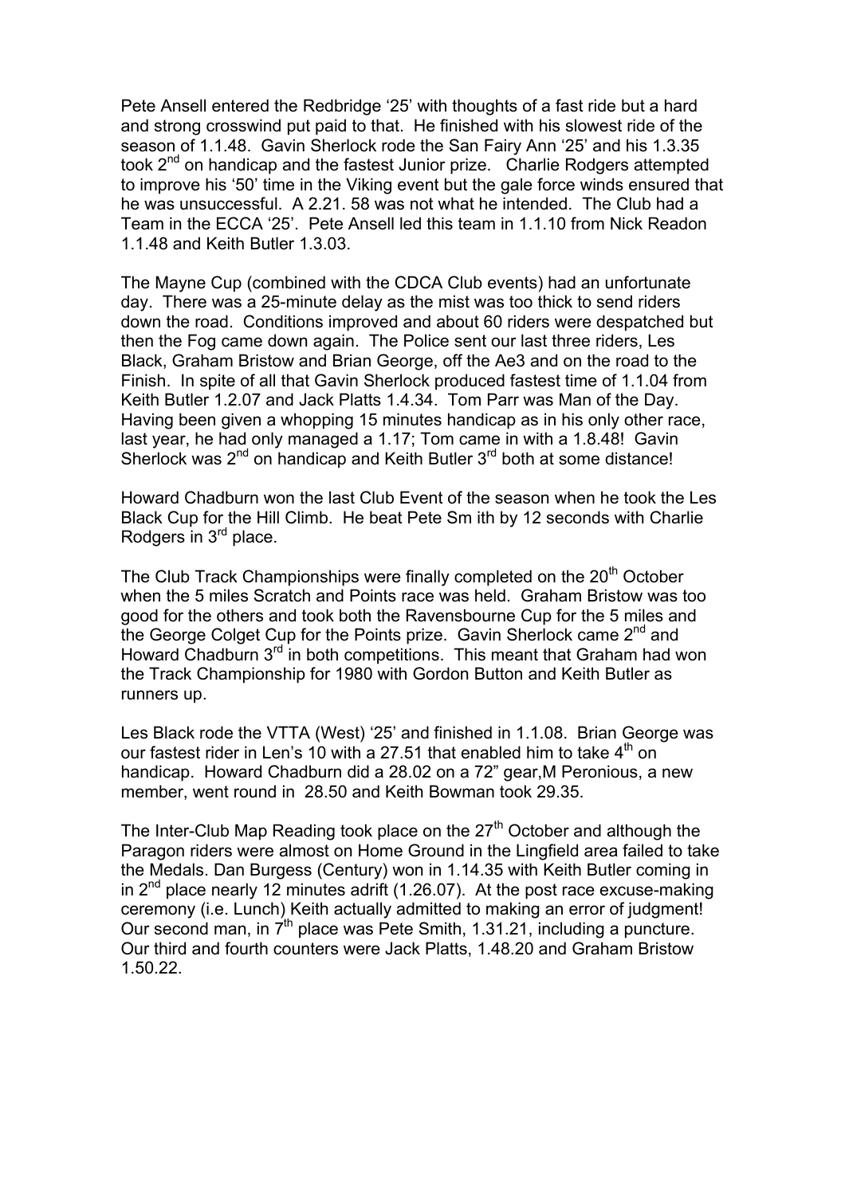Pete Ansell entered the Redbridge '25' with thoughts of a fast ride but a hard and strong crosswind put paid to that. He finished with his slowest ride of the season of 1.1.48. Gavin Sherlock rode the San Fairy Ann '25' and his 1.3.35 took 2nd on handicap and the fastest Junior prize. Charlie Rodgers attempted to improve his '50' time in the Viking event but the gale force winds ensured that he was unsuccessful. A 2.21. 58 was not what he intended. The Club had a Team in the ECCA '25'. Pete Ansell led this team in 1.1.10 from Nick Readon 1.1.48 and Keith Butler 1.3.03.

The Mayne Cup (combined with the CDCA Club events) had an unfortunate day. There was a 25-minute delay as the mist was too thick to send riders down the road. Conditions improved and about 60 riders were despatched but then the Fog came down again. The Police sent our last three riders, Les Black, Graham Bristow and Brian George, off the Ae3 and on the road to the Finish. In spite of all that Gavin Sherlock produced fastest time of 1.1.04 from Keith Butler 1.2.07 and Jack Platts 1.4.34. Tom Parr was Man of the Day. Having been given a whopping 15 minutes handicap as in his only other race, last year, he had only managed a 1.17; Tom came in with a 1.8.48! Gavin Sherlock was 2nd on handicap and Keith Butler 3rd both at some distance!

Howard Chadburn won the last Club Event of the season when he took the Les Black Cup for the Hill Climb. He beat Pete Sm ith by 12 seconds with Charlie Rodgers in 3rd place.

The Club Track Championships were finally completed on the 20th October when the 5 miles Scratch and Points race was held. Graham Bristow was too good for the others and took both the Ravensbourne Cup for the 5 miles and the George Colget Cup for the Points prize. Gavin Sherlock came 2nd and Howard Chadburn 3rd in both competitions. This meant that Graham had won the Track Championship for 1980 with Gordon Button and Keith Butler as runners up.

Les Black rode the VTTA (West) '25' and finished in 1.1.08. Brian George was our fastest rider in Len's 10 with a 27.51 that enabled him to take 4th on handicap. Howard Chadburn did a 28.02 on a 72" gear,M Peronious, a new member, went round in 28.50 and Keith Bowman took 29.35.

The Inter-Club Map Reading took place on the 27th October and although the Paragon riders were almost on Home Ground in the Lingfield area failed to take the Medals. Dan Burgess (Century) won in 1.14.35 with Keith Butler coming in in 2nd place nearly 12 minutes adrift (1.26.07). At the post race excuse-making ceremony (i.e. Lunch) Keith actually admitted to making an error of judgment! Our second man, in 7th place was Pete Smith, 1.31.21, including a puncture. Our third and fourth counters were Jack Platts, 1.48.20 and Graham Bristow 1.50.22.